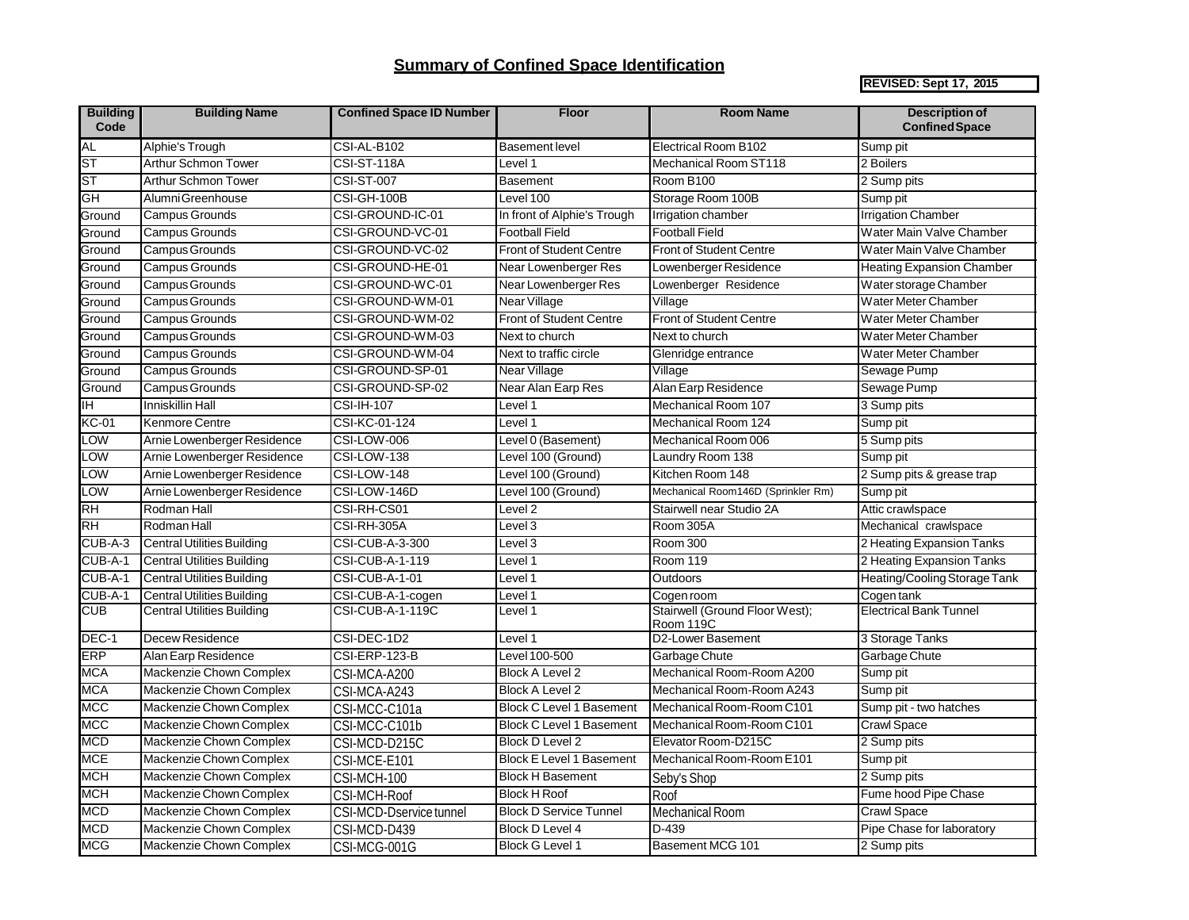# Summary of Confined Space Identification

**REVISED: Sept 17, 2015**

| Building Code | Building Name | Confined Space ID Number | Floor | Room Name | Description of Confined Space |
|---|---|---|---|---|---|
| AL | Alphie's Trough | CSI-AL-B102 | Basement level | Electrical Room B102 | Sump pit |
| ST | Arthur Schmon Tower | CSI-ST-118A | Level 1 | Mechanical Room ST118 | 2 Boilers |
| ST | Arthur Schmon Tower | CSI-ST-007 | Basement | Room B100 | 2 Sump pits |
| GH | Alumni Greenhouse | CSI-GH-100B | Level 100 | Storage Room 100B | Sump pit |
| Ground | Campus Grounds | CSI-GROUND-IC-01 | In front of Alphie's Trough | Irrigation chamber | Irrigation Chamber |
| Ground | Campus Grounds | CSI-GROUND-VC-01 | Football Field | Football Field | Water Main Valve Chamber |
| Ground | Campus Grounds | CSI-GROUND-VC-02 | Front of Student Centre | Front of Student Centre | Water Main Valve Chamber |
| Ground | Campus Grounds | CSI-GROUND-HE-01 | Near Lowenberger Res | Lowenberger Residence | Heating Expansion Chamber |
| Ground | Campus Grounds | CSI-GROUND-WC-01 | Near Lowenberger Res | Lowenberger Residence | Water storage Chamber |
| Ground | Campus Grounds | CSI-GROUND-WM-01 | Near Village | Village | Water Meter Chamber |
| Ground | Campus Grounds | CSI-GROUND-WM-02 | Front of Student Centre | Front of Student Centre | Water Meter Chamber |
| Ground | Campus Grounds | CSI-GROUND-WM-03 | Next to church | Next to church | Water Meter Chamber |
| Ground | Campus Grounds | CSI-GROUND-WM-04 | Next to traffic circle | Glenridge entrance | Water Meter Chamber |
| Ground | Campus Grounds | CSI-GROUND-SP-01 | Near Village | Village | Sewage Pump |
| Ground | Campus Grounds | CSI-GROUND-SP-02 | Near Alan Earp Res | Alan Earp Residence | Sewage Pump |
| IH | Inniskillin Hall | CSI-IH-107 | Level 1 | Mechanical Room 107 | 3 Sump pits |
| KC-01 | Kenmore Centre | CSI-KC-01-124 | Level 1 | Mechanical Room 124 | Sump pit |
| LOW | Arnie Lowenberger Residence | CSI-LOW-006 | Level 0 (Basement) | Mechanical Room 006 | 5 Sump pits |
| LOW | Arnie Lowenberger Residence | CSI-LOW-138 | Level 100 (Ground) | Laundry Room 138 | Sump pit |
| LOW | Arnie Lowenberger Residence | CSI-LOW-148 | Level 100 (Ground) | Kitchen Room 148 | 2 Sump pits & grease trap |
| LOW | Arnie Lowenberger Residence | CSI-LOW-146D | Level 100 (Ground) | Mechanical Room146D (Sprinkler Rm) | Sump pit |
| RH | Rodman Hall | CSI-RH-CS01 | Level 2 | Stairwell near Studio 2A | Attic crawlspace |
| RH | Rodman Hall | CSI-RH-305A | Level 3 | Room 305A | Mechanical crawlspace |
| CUB-A-3 | Central Utilities Building | CSI-CUB-A-3-300 | Level 3 | Room 300 | 2 Heating Expansion Tanks |
| CUB-A-1 | Central Utilities Building | CSI-CUB-A-1-119 | Level 1 | Room 119 | 2 Heating Expansion Tanks |
| CUB-A-1 | Central Utilities Building | CSI-CUB-A-1-01 | Level 1 | Outdoors | Heating/Cooling Storage Tank |
| CUB-A-1 | Central Utilities Building | CSI-CUB-A-1-cogen | Level 1 | Cogen room | Cogen tank |
| CUB | Central Utilities Building | CSI-CUB-A-1-119C | Level 1 | Stairwell (Ground Floor West); Room 119C | Electrical Bank Tunnel |
| DEC-1 | Decew Residence | CSI-DEC-1D2 | Level 1 | D2-Lower Basement | 3 Storage Tanks |
| ERP | Alan Earp Residence | CSI-ERP-123-B | Level 100-500 | Garbage Chute | Garbage Chute |
| MCA | Mackenzie Chown Complex | CSI-MCA-A200 | Block A Level 2 | Mechanical Room-Room A200 | Sump pit |
| MCA | Mackenzie Chown Complex | CSI-MCA-A243 | Block A Level 2 | Mechanical Room-Room A243 | Sump pit |
| MCC | Mackenzie Chown Complex | CSI-MCC-C101a | Block C Level 1 Basement | Mechanical Room-Room C101 | Sump pit - two hatches |
| MCC | Mackenzie Chown Complex | CSI-MCC-C101b | Block C Level 1 Basement | Mechanical Room-Room C101 | Crawl Space |
| MCD | Mackenzie Chown Complex | CSI-MCD-D215C | Block D Level 2 | Elevator Room-D215C | 2 Sump pits |
| MCE | Mackenzie Chown Complex | CSI-MCE-E101 | Block E Level 1 Basement | Mechanical Room-Room E101 | Sump pit |
| MCH | Mackenzie Chown Complex | CSI-MCH-100 | Block H Basement | Seby's Shop | 2 Sump pits |
| MCH | Mackenzie Chown Complex | CSI-MCH-Roof | Block H Roof | Roof | Fume hood Pipe Chase |
| MCD | Mackenzie Chown Complex | CSI-MCD-Dservice tunnel | Block D Service Tunnel | Mechanical Room | Crawl Space |
| MCD | Mackenzie Chown Complex | CSI-MCD-D439 | Block D Level 4 | D-439 | Pipe Chase for laboratory |
| MCG | Mackenzie Chown Complex | CSI-MCG-001G | Block G Level 1 | Basement MCG 101 | 2 Sump pits |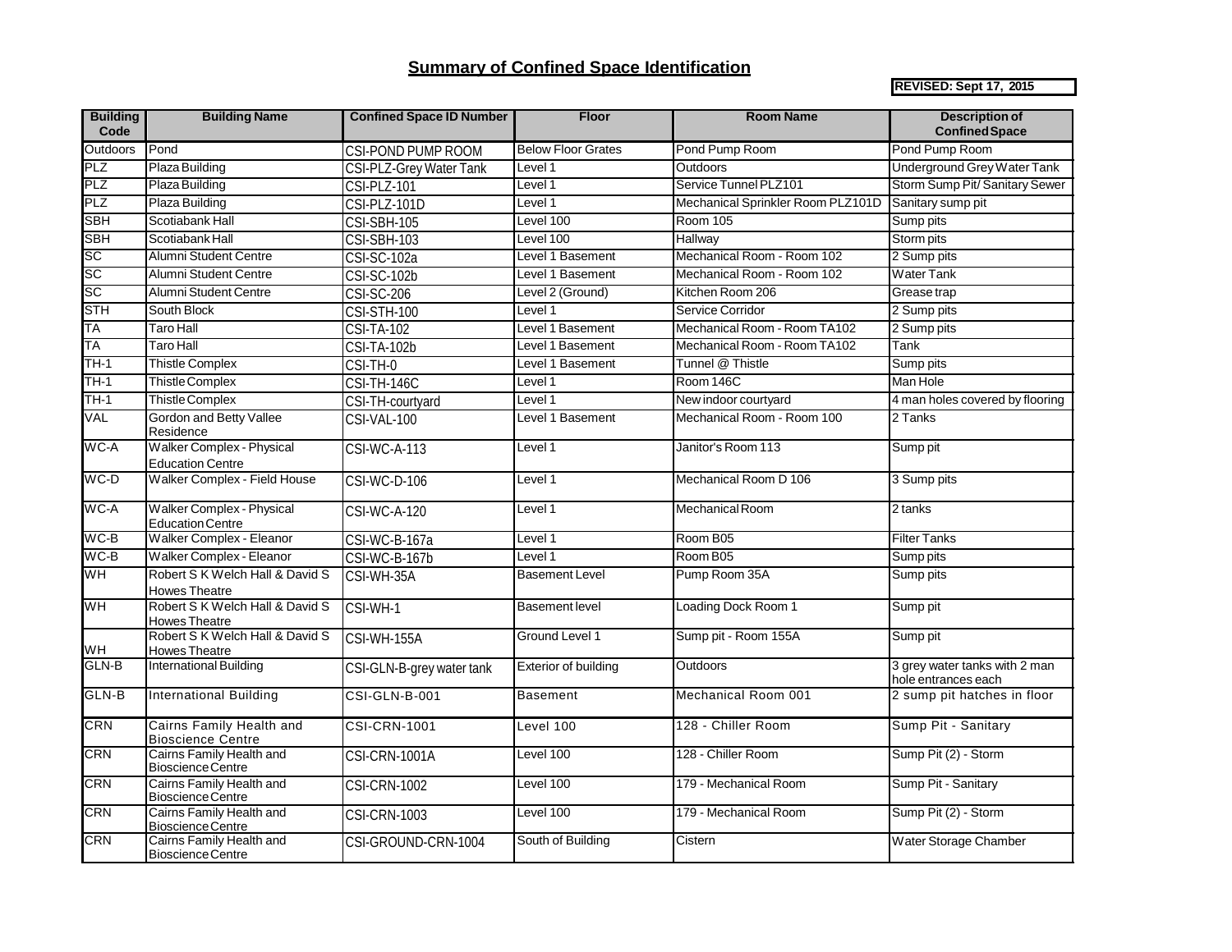# Summary of Confined Space Identification

**REVISED: Sept 17, 2015**

| Building Code | Building Name | Confined Space ID Number | Floor | Room Name | Description of Confined Space |
|---|---|---|---|---|---|
| Outdoors | Pond | CSI-POND PUMP ROOM | Below Floor Grates | Pond Pump Room | Pond Pump Room |
| PLZ | Plaza Building | CSI-PLZ-Grey Water Tank | Level 1 | Outdoors | Underground Grey Water Tank |
| PLZ | Plaza Building | CSI-PLZ-101 | Level 1 | Service Tunnel PLZ101 | Storm Sump Pit/ Sanitary Sewer |
| PLZ | Plaza Building | CSI-PLZ-101D | Level 1 | Mechanical Sprinkler Room PLZ101D | Sanitary sump pit |
| SBH | Scotiabank Hall | CSI-SBH-105 | Level 100 | Room 105 | Sump pits |
| SBH | Scotiabank Hall | CSI-SBH-103 | Level 100 | Hallway | Storm pits |
| SC | Alumni Student Centre | CSI-SC-102a | Level 1 Basement | Mechanical Room - Room 102 | 2 Sump pits |
| SC | Alumni Student Centre | CSI-SC-102b | Level 1 Basement | Mechanical Room - Room 102 | Water Tank |
| SC | Alumni Student Centre | CSI-SC-206 | Level 2 (Ground) | Kitchen Room 206 | Grease trap |
| STH | South Block | CSI-STH-100 | Level 1 | Service Corridor | 2 Sump pits |
| TA | Taro Hall | CSI-TA-102 | Level 1 Basement | Mechanical Room - Room TA102 | 2 Sump pits |
| TA | Taro Hall | CSI-TA-102b | Level 1 Basement | Mechanical Room - Room TA102 | Tank |
| TH-1 | Thistle Complex | CSI-TH-0 | Level 1 Basement | Tunnel @ Thistle | Sump pits |
| TH-1 | Thistle Complex | CSI-TH-146C | Level 1 | Room 146C | Man Hole |
| TH-1 | Thistle Complex | CSI-TH-courtyard | Level 1 | New indoor courtyard | 4 man holes covered by flooring |
| VAL | Gordon and Betty Vallee Residence | CSI-VAL-100 | Level 1 Basement | Mechanical Room - Room 100 | 2 Tanks |
| WC-A | Walker Complex - Physical Education Centre | CSI-WC-A-113 | Level 1 | Janitor's Room 113 | Sump pit |
| WC-D | Walker Complex - Field House | CSI-WC-D-106 | Level 1 | Mechanical Room D 106 | 3 Sump pits |
| WC-A | Walker Complex - Physical Education Centre | CSI-WC-A-120 | Level 1 | Mechanical Room | 2 tanks |
| WC-B | Walker Complex - Eleanor | CSI-WC-B-167a | Level 1 | Room B05 | Filter Tanks |
| WC-B | Walker Complex - Eleanor | CSI-WC-B-167b | Level 1 | Room B05 | Sump pits |
| WH | Robert S K Welch Hall & David S Howes Theatre | CSI-WH-35A | Basement Level | Pump Room 35A | Sump pits |
| WH | Robert S K Welch Hall & David S Howes Theatre | CSI-WH-1 | Basement level | Loading Dock Room 1 | Sump pit |
| WH | Robert S K Welch Hall & David S Howes Theatre | CSI-WH-155A | Ground Level 1 | Sump pit - Room 155A | Sump pit |
| GLN-B | International Building | CSI-GLN-B-grey water tank | Exterior of building | Outdoors | 3 grey water tanks with 2 man hole entrances each |
| GLN-B | International Building | CSI-GLN-B-001 | Basement | Mechanical Room 001 | 2 sump pit hatches in floor |
| CRN | Cairns Family Health and Bioscience Centre | CSI-CRN-1001 | Level 100 | 128 - Chiller Room | Sump Pit - Sanitary |
| CRN | Cairns Family Health and Bioscience Centre | CSI-CRN-1001A | Level 100 | 128 - Chiller Room | Sump Pit (2) - Storm |
| CRN | Cairns Family Health and Bioscience Centre | CSI-CRN-1002 | Level 100 | 179 - Mechanical Room | Sump Pit - Sanitary |
| CRN | Cairns Family Health and Bioscience Centre | CSI-CRN-1003 | Level 100 | 179 - Mechanical Room | Sump Pit (2) - Storm |
| CRN | Cairns Family Health and Bioscience Centre | CSI-GROUND-CRN-1004 | South of Building | Cistern | Water Storage Chamber |